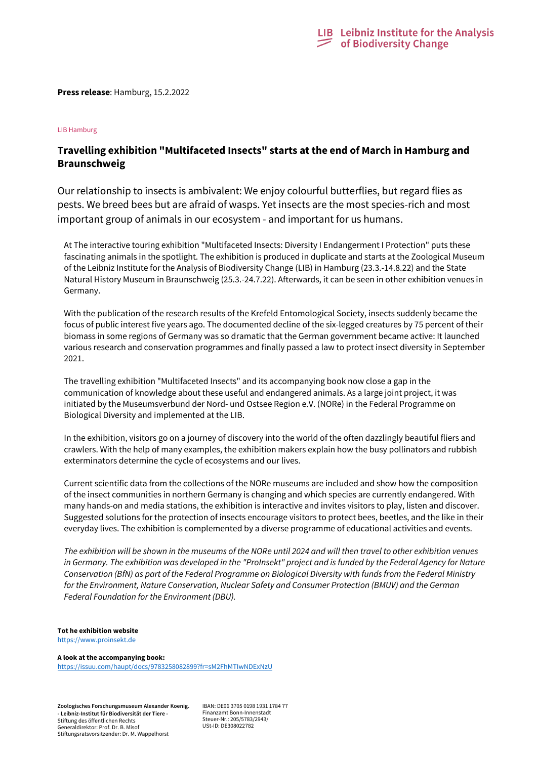**Press release**: Hamburg, 15.2.2022

LIB Hamburg

## Travelling exhibition "Multifaceted Insects" starts at the end of March in Hamburg and Braunschweig

Our relationship to insects is ambivalent: We enjoy colourful butterflies, but regard flies as pests. We breed bees but are afraid of wasps. Yet insects are the most species-rich and most important group of animals in our ecosystem - and important for us humans.

At The interactive touring exhibition "Multifaceted Insects: Diversity I Endangerment I Protection" puts these fascinating animals in the spotlight. The exhibition is produced in duplicate and starts at the Zoological Museum of the Leibniz Institute for the Analysis of Biodiversity Change (LIB) in Hamburg (23.3.-14.8.22) and the State Natural History Museum in Braunschweig (25.3.-24.7.22). Afterwards, it can be seen in other exhibition venues in Germany.

With the publication of the research results of the Krefeld Entomological Society, insects suddenly became the focus of public interest five years ago. The documented decline of the six-legged creatures by 75 percent of their biomass in some regions of Germany was so dramatic that the German government became active: It launched various research and conservation programmes and finally passed a law to protect insect diversity in September 2021.

The travelling exhibition "Multifaceted Insects" and its accompanying book now close a gap in the communication of knowledge about these useful and endangered animals. As a large joint project, it was initiated by the Museumsverbund der Nord- und Ostsee Region e.V. (NORe) in the Federal Programme on Biological Diversity and implemented at the LIB.

In the exhibition, visitors go on a journey of discovery into the world of the often dazzlingly beautiful fliers and crawlers. With the help of many examples, the exhibition makers explain how the busy pollinators and rubbish exterminators determine the cycle of ecosystems and our lives.

Current scientific data from the collections of the NORe museums are included and show how the composition of the insect communities in northern Germany is changing and which species are currently endangered. With many hands-on and media stations, the exhibition is interactive and invites visitors to play, listen and discover. Suggested solutions for the protection of insects encourage visitors to protect bees, beetles, and the like in their everyday lives. The exhibition is complemented by a diverse programme of educational activities and events.

*The exhibition will be shown in the museums of the NORe until 2024 and will then travel to other exhibition venues in Germany. The exhibition was developed in the "ProInsekt" project and is funded by the Federal Agency for Nature Conservation (BfN) as part of the Federal Programme on Biological Diversity with funds from the Federal Ministry for the Environment, Nature Conservation, Nuclear Safety and Consumer Protection (BMUV) and the German Federal Foundation for the Environment (DBU).*

**Tot he exhibition website**
https://www.proinsekt.de

**A look at the accompanying book:**
https://issuu.com/haupt/docs/9783258082899?fr=sM2FhMTIwNDExNzU

**Zoologisches Forschungsmuseum Alexander Koenig.**
**- Leibniz-Institut für Biodiversität der Tiere -**
Stiftung des öffentlichen Rechts
Generaldirektor: Prof. Dr. B. Misof
Stiftungsratsvorsitzender: Dr. M. Wappelhorst

IBAN: DE96 3705 0198 1931 1784 77
Finanzamt Bonn-Innenstadt
Steuer-Nr.: 205/5783/2943/
USt-ID: DE308022782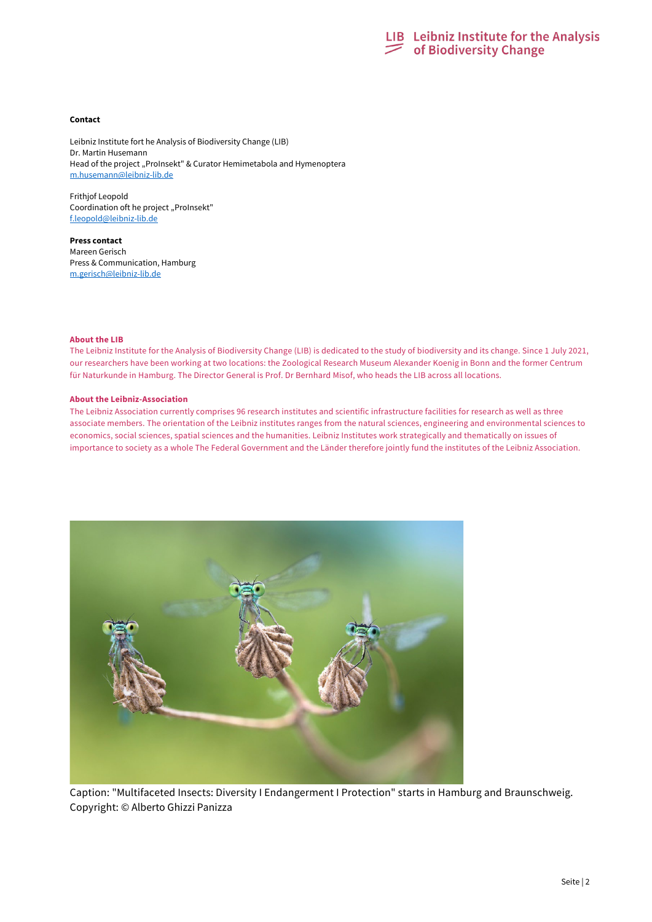**Contact**

Leibniz Institute fort he Analysis of Biodiversity Change (LIB)
Dr. Martin Husemann
Head of the project „ProInsekt" & Curator Hemimetabola and Hymenoptera
m.husemann@leibniz-lib.de

Frithjof Leopold
Coordination oft he project „ProInsekt"
f.leopold@leibniz-lib.de

**Press contact**
Mareen Gerisch
Press & Communication, Hamburg
m.gerisch@leibniz-lib.de

**About the LIB**
The Leibniz Institute for the Analysis of Biodiversity Change (LIB) is dedicated to the study of biodiversity and its change. Since 1 July 2021, our researchers have been working at two locations: the Zoological Research Museum Alexander Koenig in Bonn and the former Centrum für Naturkunde in Hamburg. The Director General is Prof. Dr Bernhard Misof, who heads the LIB across all locations.

**About the Leibniz-Association**
The Leibniz Association currently comprises 96 research institutes and scientific infrastructure facilities for research as well as three associate members. The orientation of the Leibniz institutes ranges from the natural sciences, engineering and environmental sciences to economics, social sciences, spatial sciences and the humanities. Leibniz Institutes work strategically and thematically on issues of importance to society as a whole The Federal Government and the Länder therefore jointly fund the institutes of the Leibniz Association.

Caption: "Multifaceted Insects: Diversity I Endangerment I Protection" starts in Hamburg and Braunschweig.
Copyright: © Alberto Ghizzi Panizza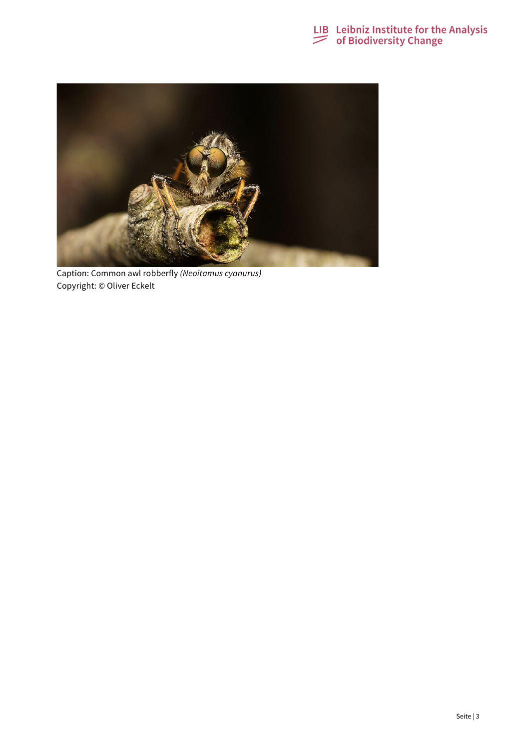Caption: Common awl robberfly *(Neoitamus cyanurus)*
Copyright: © Oliver Eckelt